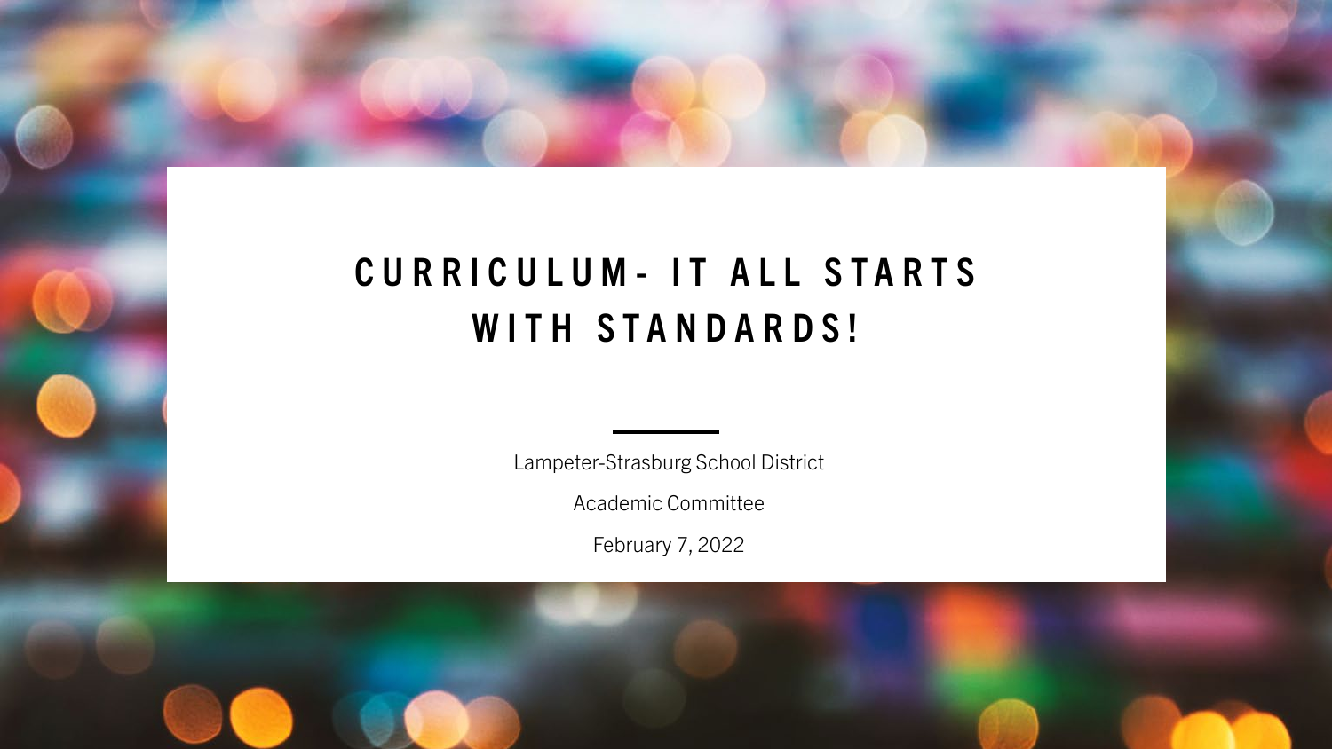# CURRICULUM- IT ALL STARTS WITH STANDARDS!

Lampeter-Strasburg School District

Academic Committee

February 7, 2022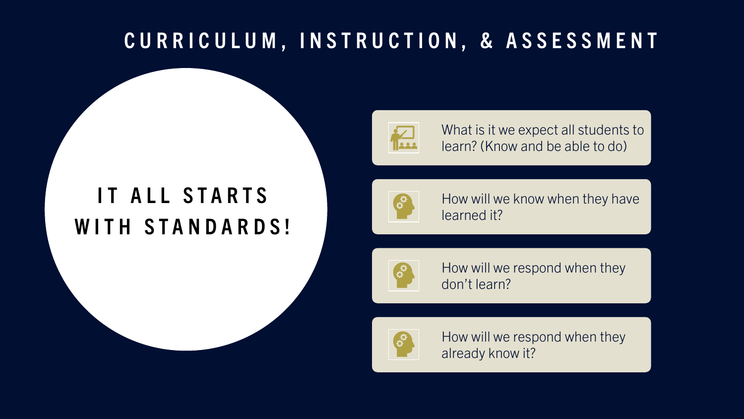# CURRICULUM, INSTRUCTION, & ASSESSMENT

## IT ALL STARTS WITH STANDARDS!

- What is it we expect all students to learn? (Know and be able to do)
- How will we know when they have learned it?
- How will we respond when they don't learn?
- How will we respond when they already know it?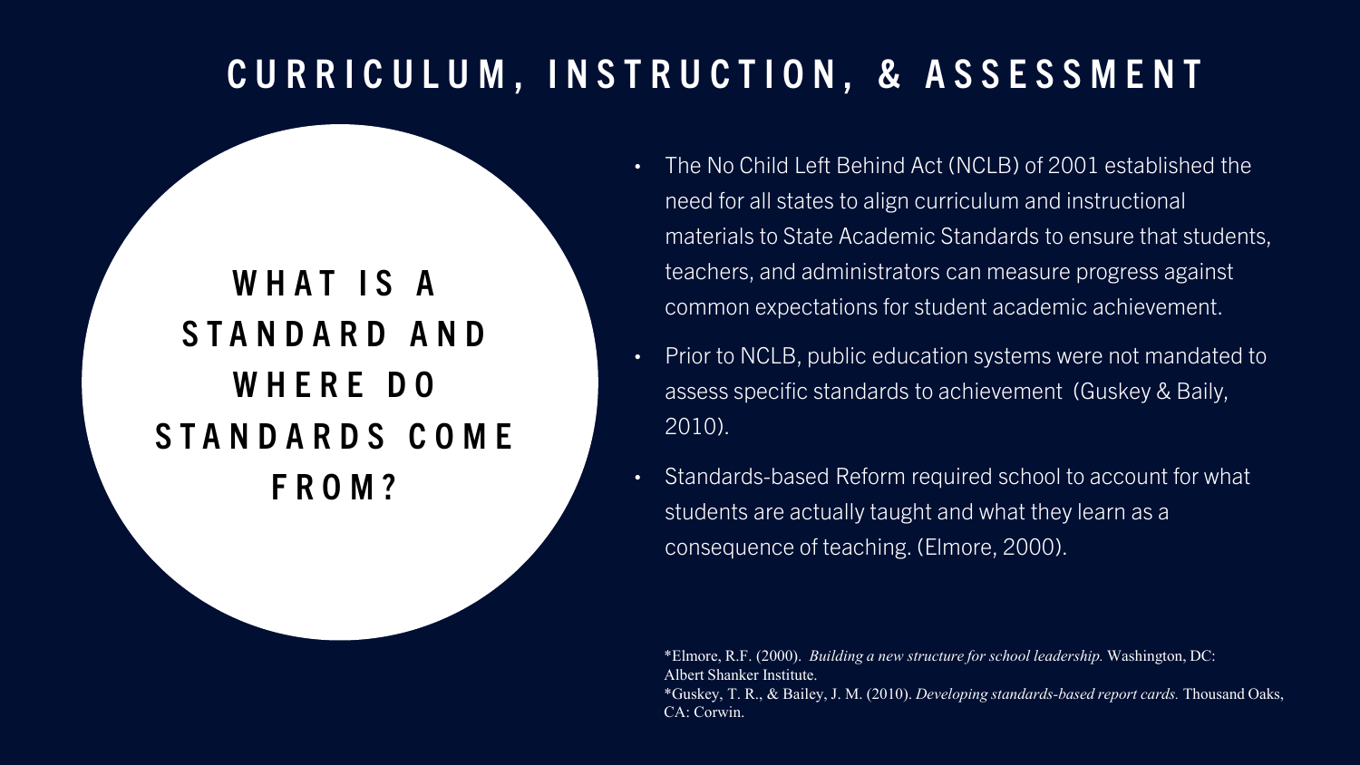# CURRICULUM, INSTRUCTION, & ASSESSMENT

## WHAT IS A STANDARD AND WHERE DO STANDARDS COME FROM?

- The No Child Left Behind Act (NCLB) of 2001 established the need for all states to align curriculum and instructional materials to State Academic Standards to ensure that students, teachers, and administrators can measure progress against common expectations for student academic achievement.
- Prior to NCLB, public education systems were not mandated to assess specific standards to achievement (Guskey & Baily, 2010).
- Standards-based Reform required school to account for what students are actually taught and what they learn as a consequence of teaching. (Elmore, 2000).

*Elmore, R.F. (2000). *Building a new structure for school leadership.* Washington, DC: Albert Shanker Institute.
*Guskey, T. R., & Bailey, J. M. (2010). *Developing standards-based report cards.* Thousand Oaks, CA: Corwin.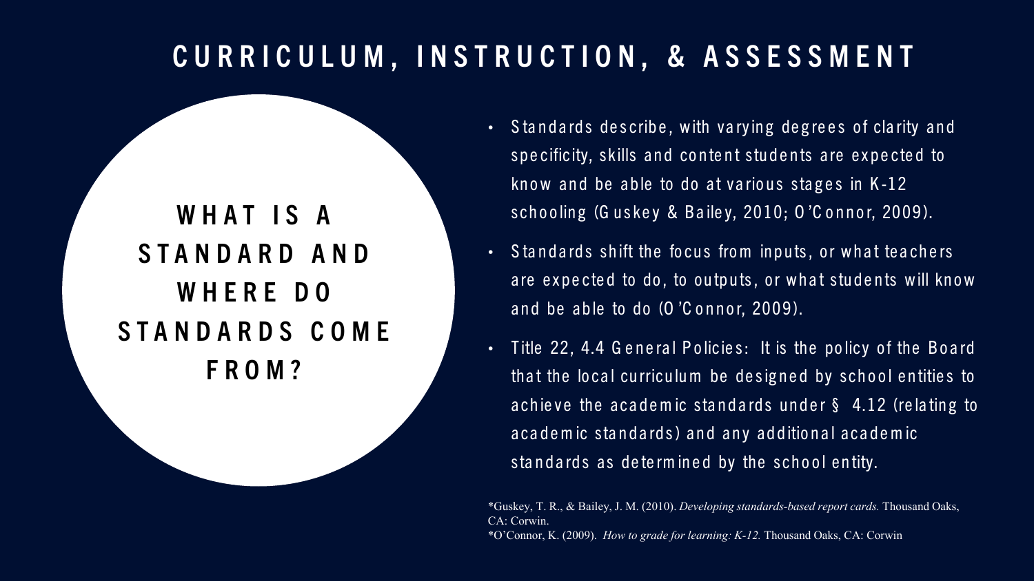# CURRICULUM, INSTRUCTION, & ASSESSMENT

## WHAT IS A STANDARD AND WHERE DO STANDARDS COME FROM?

- Standards describe, with varying degrees of clarity and specificity, skills and content students are expected to know and be able to do at various stages in K-12 schooling (Guskey & Bailey, 2010; O'Connor, 2009).
- Standards shift the focus from inputs, or what teachers are expected to do, to outputs, or what students will know and be able to do (O'Connor, 2009).
- Title 22, 4.4 General Policies: It is the policy of the Board that the local curriculum be designed by school entities to achieve the academic standards under § 4.12 (relating to academic standards) and any additional academic standards as determined by the school entity.

*Guskey, T. R., & Bailey, J. M. (2010). *Developing standards-based report cards.* Thousand Oaks, CA: Corwin.

*O'Connor, K. (2009). *How to grade for learning: K-12.* Thousand Oaks, CA: Corwin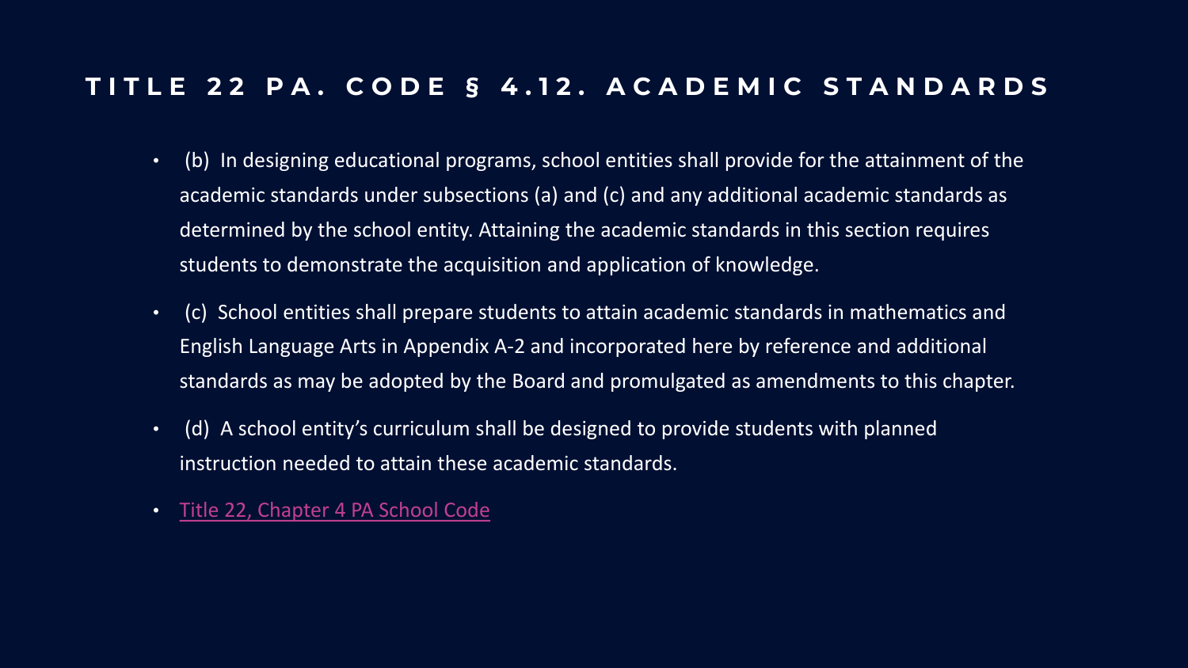# TITLE 22 PA. CODE § 4.12. ACADEMIC STANDARDS

- (b) In designing educational programs, school entities shall provide for the attainment of the academic standards under subsections (a) and (c) and any additional academic standards as determined by the school entity. Attaining the academic standards in this section requires students to demonstrate the acquisition and application of knowledge.
- (c) School entities shall prepare students to attain academic standards in mathematics and English Language Arts in Appendix A-2 and incorporated here by reference and additional standards as may be adopted by the Board and promulgated as amendments to this chapter.
- (d) A school entity's curriculum shall be designed to provide students with planned instruction needed to attain these academic standards.
- Title 22, Chapter 4 PA School Code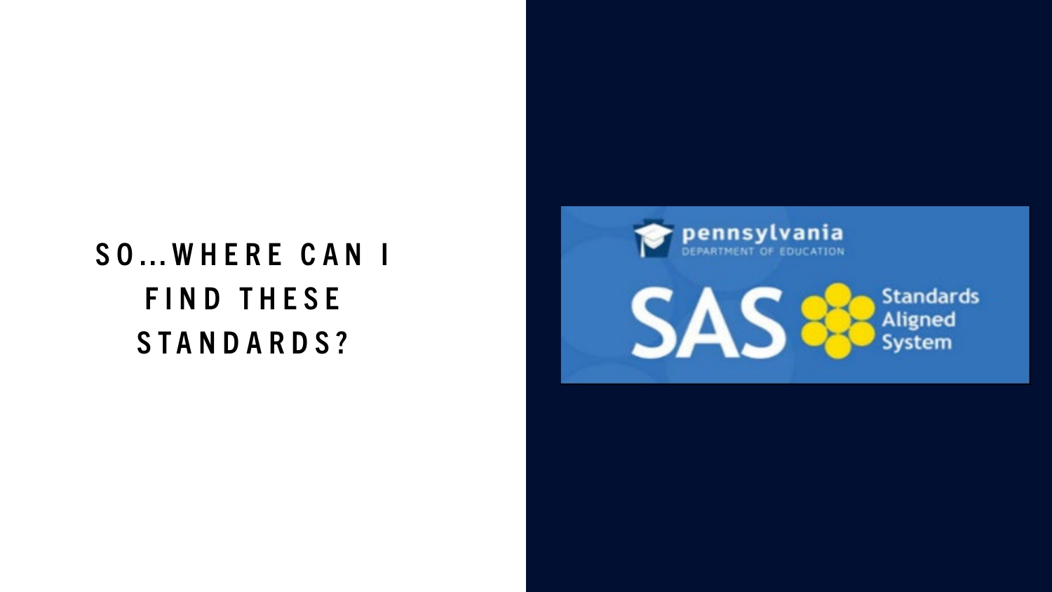# SO...WHERE CAN I FIND THESE STANDARDS?

pennsylvania
DEPARTMENT OF EDUCATION

SAS Standards Aligned System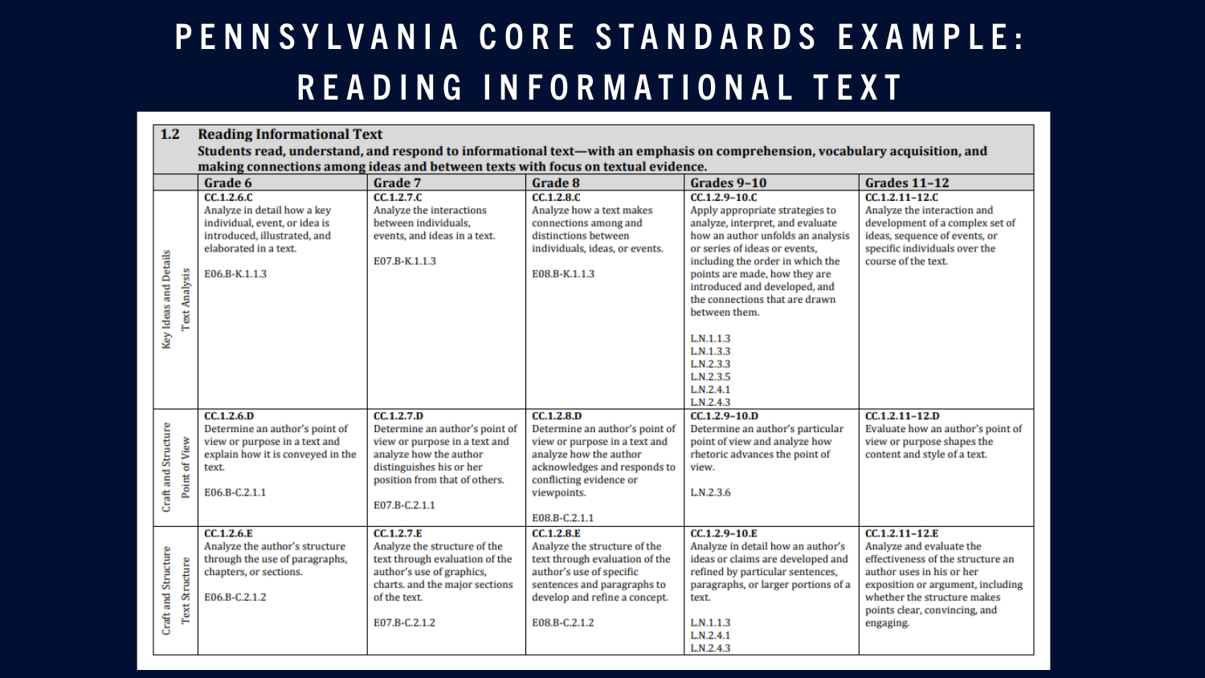# PENNSYLVANIA CORE STANDARDS EXAMPLE: READING INFORMATIONAL TEXT

**1.2 Reading Informational Text**

**Students read, understand, and respond to informational text—with an emphasis on comprehension, vocabulary acquisition, and making connections among ideas and between texts with focus on textual evidence.**

| | Grade 6 | Grade 7 | Grade 8 | Grades 9–10 | Grades 11–12 |
|---|---|---|---|---|---|
| Key Ideas and Details<br>Text Analysis | **CC.1.2.6.C**<br>Analyze in detail how a key individual, event, or idea is introduced, illustrated, and elaborated in a text.<br><br>E06.B-K.1.1.3 | **CC.1.2.7.C**<br>Analyze the interactions between individuals, events, and ideas in a text.<br><br>E07.B-K.1.1.3 | **CC.1.2.8.C**<br>Analyze how a text makes connections among and distinctions between individuals, ideas, or events.<br><br>E08.B-K.1.1.3 | **CC.1.2.9–10.C**<br>Apply appropriate strategies to analyze, interpret, and evaluate how an author unfolds an analysis or series of ideas or events, including the order in which the points are made, how they are introduced and developed, and the connections that are drawn between them.<br><br>L.N.1.1.3<br>L.N.1.3.3<br>L.N.2.3.3<br>L.N.2.3.5<br>L.N.2.4.1<br>L.N.2.4.3 | **CC.1.2.11–12.C**<br>Analyze the interaction and development of a complex set of ideas, sequence of events, or specific individuals over the course of the text. |
| Craft and Structure<br>Point of View | **CC.1.2.6.D**<br>Determine an author's point of view or purpose in a text and explain how it is conveyed in the text.<br><br>E06.B-C.2.1.1 | **CC.1.2.7.D**<br>Determine an author's point of view or purpose in a text and analyze how the author distinguishes his or her position from that of others.<br><br>E07.B-C.2.1.1 | **CC.1.2.8.D**<br>Determine an author's point of view or purpose in a text and analyze how the author acknowledges and responds to conflicting evidence or viewpoints.<br><br>E08.B-C.2.1.1 | **CC.1.2.9–10.D**<br>Determine an author's particular point of view and analyze how rhetoric advances the point of view.<br><br>L.N.2.3.6 | **CC.1.2.11–12.D**<br>Evaluate how an author's point of view or purpose shapes the content and style of a text. |
| Craft and Structure<br>Text Structure | **CC.1.2.6.E**<br>Analyze the author's structure through the use of paragraphs, chapters, or sections.<br><br>E06.B-C.2.1.2 | **CC.1.2.7.E**<br>Analyze the structure of the text through evaluation of the author's use of graphics, charts. and the major sections of the text.<br><br>E07.B-C.2.1.2 | **CC.1.2.8.E**<br>Analyze the structure of the text through evaluation of the author's use of specific sentences and paragraphs to develop and refine a concept.<br><br>E08.B-C.2.1.2 | **CC.1.2.9–10.E**<br>Analyze in detail how an author's ideas or claims are developed and refined by particular sentences, paragraphs, or larger portions of a text.<br><br>L.N.1.1.3<br>L.N.2.4.1<br>L.N.2.4.3 | **CC.1.2.11–12.E**<br>Analyze and evaluate the effectiveness of the structure an author uses in his or her exposition or argument, including whether the structure makes points clear, convincing, and engaging. |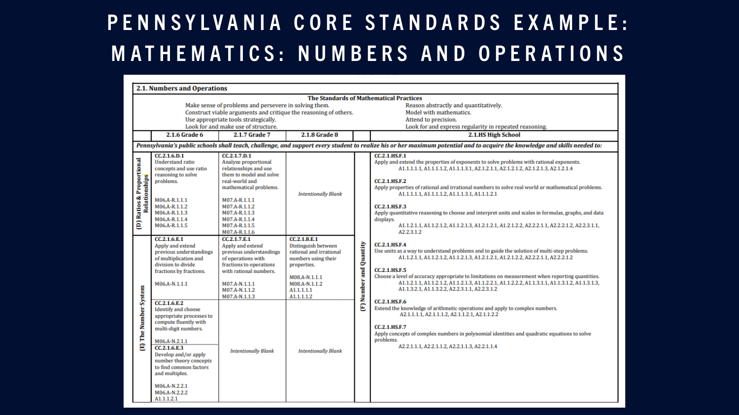# PENNSYLVANIA CORE STANDARDS EXAMPLE: MATHEMATICS: NUMBERS AND OPERATIONS

**2.1. Numbers and Operations**

**The Standards of Mathematical Practices**

- Make sense of problems and persevere in solving them.
- Construct viable arguments and critique the reasoning of others.
- Use appropriate tools strategically.
- Look for and make use of structure.
- Reason abstractly and quantitatively.
- Model with mathematics.
- Attend to precision.
- Look for and express regularity in repeated reasoning.

| | 2.1.6 Grade 6 | 2.1.7 Grade 7 | 2.1.8 Grade 8 | | 2.1.HS High School |
|---|---|---|---|---|---|
| *Pennsylvania's public schools shall teach, challenge, and support every student to realize his or her maximum potential and to acquire the knowledge and skills needed to:* | | | | | |
| (D) Ratios & Proportional Relationships | CC.2.1.6.D.1 Understand ratio concepts and use ratio reasoning to solve problems. M06A-R.1.1.1 M06A-R.1.1.2 M06A-R.1.1.3 M06A-R.1.1.4 M06A-R.1.1.5 | CC.2.1.7.D.1 Analyze proportional relationships and use them to model and solve real-world and mathematical problems. M07A-R.1.1.1 M07A-R.1.1.2 M07A-R.1.1.3 M07A-R.1.1.4 M07A-R.1.1.5 M07A-R.1.1.6 | *Intentionally Blank* | (F) Number and Quantity | CC.2.1.HS.F.1 Apply and extend the properties of exponents to solve problems with rational exponents. A1.1.1.1.1, A1.1.1.1.2, A1.1.1.3.1, A2.1.2.1.1, A2.1.2.1.2, A2.1.2.1.3, A2.1.2.1.4<br>CC.2.1.HS.F.2 Apply properties of rational and irrational numbers to solve real world or mathematical problems. A1.1.1.1.1, A1.1.1.1.2, A1.1.1.3.1, A1.1.1.2.1<br>CC.2.1.HS.F.3 Apply quantitative reasoning to choose and interpret units and scales in formulas, graphs, and data displays. A1.1.2.1.1, A1.1.2.1.2, A1.1.2.1.3, A1.2.1.2.1, A1.2.1.2.2, A2.2.2.1.1, A2.2.2.1.2, A2.2.3.1.1, A2.2.3.1.2 |
| (E) The Number System | CC.2.1.6.E.1 Apply and extend previous understandings of multiplication and division to divide fractions by fractions. M06A-N.1.1.1 | CC.2.1.7.E.1 Apply and extend previous understandings of operations with fractions to operations with rational numbers. M07A-N.1.1.1 M07A-N.1.1.2 M07A-N.1.1.3 | CC.2.1.8.E.1 Distinguish between rational and irrational numbers using their properties. M08.A-N.1.1.1 M08.A-N.1.1.2 A1.1.1.1.1 A1.1.1.1.2 | | CC.2.1.HS.F.4 Use units as a way to understand problems and to guide the solution of multi-step problems. A1.1.2.1.1, A1.1.2.1.2, A1.1.2.1.3, A1.2.1.2.1, A1.2.1.2.2, A2.2.2.1.1, A2.2.2.1.2<br>CC.2.1.HS.F.5 Choose a level of accuracy appropriate to limitations on measurement when reporting quantities. A1.1.2.1.1, A1.1.2.1.2, A1.1.2.1.3, A1.1.2.2.1, A1.1.2.2.2, A1.1.3.1.1, A1.1.3.1.2, A1.1.3.1.3, A1.1.3.2.1, A1.1.3.2.2, A2.2.3.1.1, A2.2.3.1.2 |
| | CC.2.1.6.E.2 Identify and choose appropriate processes to compute fluently with multi-digit numbers. M06A-N.2.1.1<br>CC.2.1.6.E.3 Develop and/or apply number theory concepts to find common factors and multiples. M06A-N.2.2.1 M06A-N.2.2.2 A1.1.1.2.1 | *Intentionally Blank* | *Intentionally Blank* | | CC.2.1.HS.F.6 Extend the knowledge of arithmetic operations and apply to complex numbers. A2.1.1.1.1, A2.1.1.1.2, A2.1.1.2.1, A2.1.1.2.2<br>CC.2.1.HS.F.7 Apply concepts of complex numbers in polynomial identities and quadratic equations to solve problems. A2.2.1.1.1, A2.2.1.1.2, A2.2.1.1.3, A2.2.1.1.4 |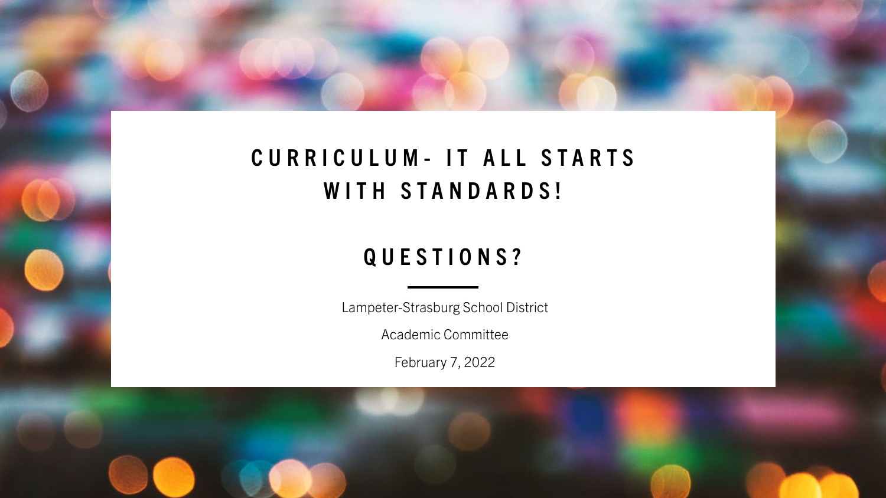# CURRICULUM- IT ALL STARTS WITH STANDARDS!

## QUESTIONS?

Lampeter-Strasburg School District

Academic Committee

February 7, 2022